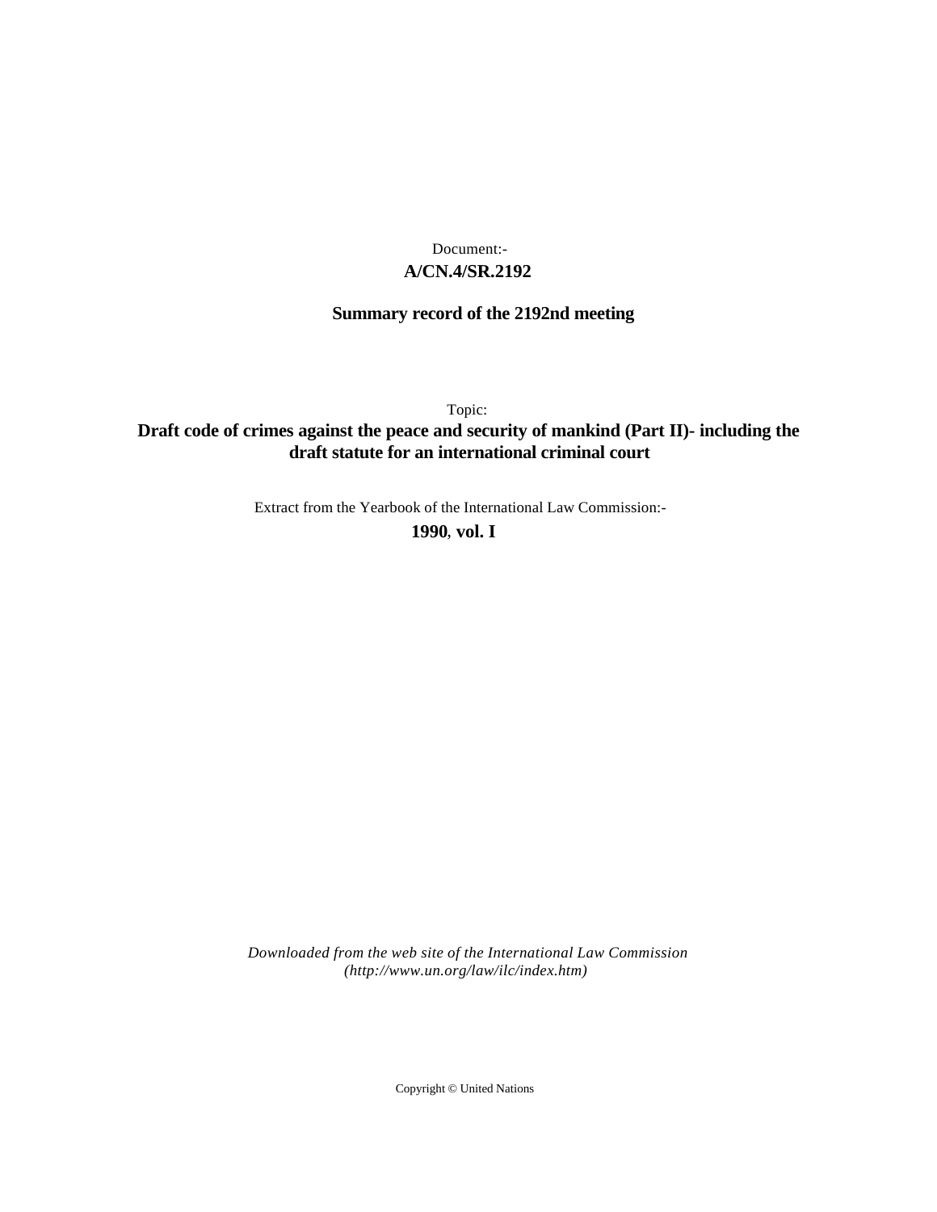Document:-

**A/CN.4/SR.2192**

**Summary record of the 2192nd meeting**

Topic:

**Draft code of crimes against the peace and security of mankind (Part II)- including the draft statute for an international criminal court**

Extract from the Yearbook of the International Law Commission:-

**1990**, **vol. I**

*Downloaded from the web site of the International Law Commission (http://www.un.org/law/ilc/index.htm)*

Copyright © United Nations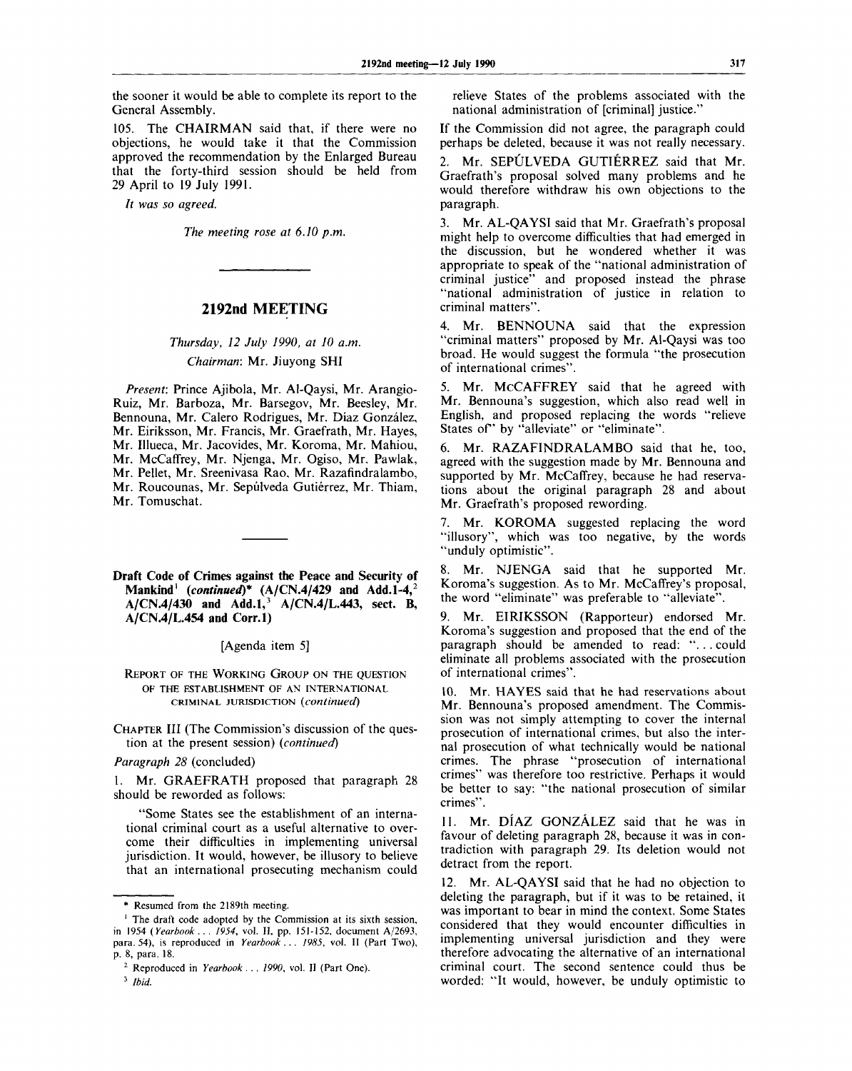the sooner it would be able to complete its report to the General Assembly.

105. The CHAIRMAN said that, if there were no objections, he would take it that the Commission approved the recommendation by the Enlarged Bureau that the forty-third session should be held from 29 April to 19 July 1991.

*It was so agreed.*

*The meeting rose at 6.10 p.m.*

---

## 2192nd MEETING

*Thursday, 12 July 1990, at 10 a.m.*

*Chairman:* Mr. Jiuyong SHI

*Present:* Prince Ajibola, Mr. Al-Qaysi, Mr. Arangio-Ruiz, Mr. Barboza, Mr. Barsegov, Mr. Beesley, Mr. Bennouna, Mr. Calero Rodrigues, Mr. Díaz González, Mr. Eiriksson, Mr. Francis, Mr. Graefrath, Mr. Hayes, Mr. Illueca, Mr. Jacovides, Mr. Koroma, Mr. Mahiou, Mr. McCaffrey, Mr. Njenga, Mr. Ogiso, Mr. Pawlak, Mr. Pellet, Mr. Sreenivasa Rao, Mr. Razafindralambo, Mr. Roucounas, Mr. Sepúlveda Gutiérrez, Mr. Thiam, Mr. Tomuschat.

---

### Draft Code of Crimes against the Peace and Security of Mankind[1] (*continued*)* (A/CN.4/429 and Add.1-4,[2] A/CN.4/430 and Add.1,[3] A/CN.4/L.443, sect. B, A/CN.4/L.454 and Corr.1)

[Agenda item 5]

REPORT OF THE WORKING GROUP ON THE QUESTION OF THE ESTABLISHMENT OF AN INTERNATIONAL CRIMINAL JURISDICTION (*continued*)

CHAPTER III (The Commission's discussion of the question at the present session) (*continued*)

*Paragraph 28* (concluded)

1. Mr. GRAEFRATH proposed that paragraph 28 should be reworded as follows:

"Some States see the establishment of an international criminal court as a useful alternative to overcome their difficulties in implementing universal jurisdiction. It would, however, be illusory to believe that an international prosecuting mechanism could relieve States of the problems associated with the national administration of [criminal] justice."

If the Commission did not agree, the paragraph could perhaps be deleted, because it was not really necessary.

2. Mr. SEPÚLVEDA GUTIÉRREZ said that Mr. Graefrath's proposal solved many problems and he would therefore withdraw his own objections to the paragraph.

3. Mr. AL-QAYSI said that Mr. Graefrath's proposal might help to overcome difficulties that had emerged in the discussion, but he wondered whether it was appropriate to speak of the "national administration of criminal justice" and proposed instead the phrase "national administration of justice in relation to criminal matters".

4. Mr. BENNOUNA said that the expression "criminal matters" proposed by Mr. Al-Qaysi was too broad. He would suggest the formula "the prosecution of international crimes".

5. Mr. McCAFFREY said that he agreed with Mr. Bennouna's suggestion, which also read well in English, and proposed replacing the words "relieve States of" by "alleviate" or "eliminate".

6. Mr. RAZAFINDRALAMBO said that he, too, agreed with the suggestion made by Mr. Bennouna and supported by Mr. McCaffrey, because he had reservations about the original paragraph 28 and about Mr. Graefrath's proposed rewording.

7. Mr. KOROMA suggested replacing the word "illusory", which was too negative, by the words "unduly optimistic".

8. Mr. NJENGA said that he supported Mr. Koroma's suggestion. As to Mr. McCaffrey's proposal, the word "eliminate" was preferable to "alleviate".

9. Mr. EIRIKSSON (Rapporteur) endorsed Mr. Koroma's suggestion and proposed that the end of the paragraph should be amended to read: "... could eliminate all problems associated with the prosecution of international crimes".

10. Mr. HAYES said that he had reservations about Mr. Bennouna's proposed amendment. The Commission was not simply attempting to cover the internal prosecution of international crimes, but also the internal prosecution of what technically would be national crimes. The phrase "prosecution of international crimes" was therefore too restrictive. Perhaps it would be better to say: "the national prosecution of similar crimes".

11. Mr. DÍAZ GONZÁLEZ said that he was in favour of deleting paragraph 28, because it was in contradiction with paragraph 29. Its deletion would not detract from the report.

12. Mr. AL-QAYSI said that he had no objection to deleting the paragraph, but if it was to be retained, it was important to bear in mind the context. Some States considered that they would encounter difficulties in implementing universal jurisdiction and they were therefore advocating the alternative of an international criminal court. The second sentence could thus be worded: "It would, however, be unduly optimistic to

---

\* Resumed from the 2189th meeting.

[1] The draft code adopted by the Commission at its sixth session, in 1954 (*Yearbook ... 1954*, vol. II, pp. 151-152, document A/2693, para. 54), is reproduced in *Yearbook ... 1985*, vol. II (Part Two), p. 8, para. 18.

[2] Reproduced in *Yearbook ... 1990*, vol. II (Part One).

[3] *Ibid.*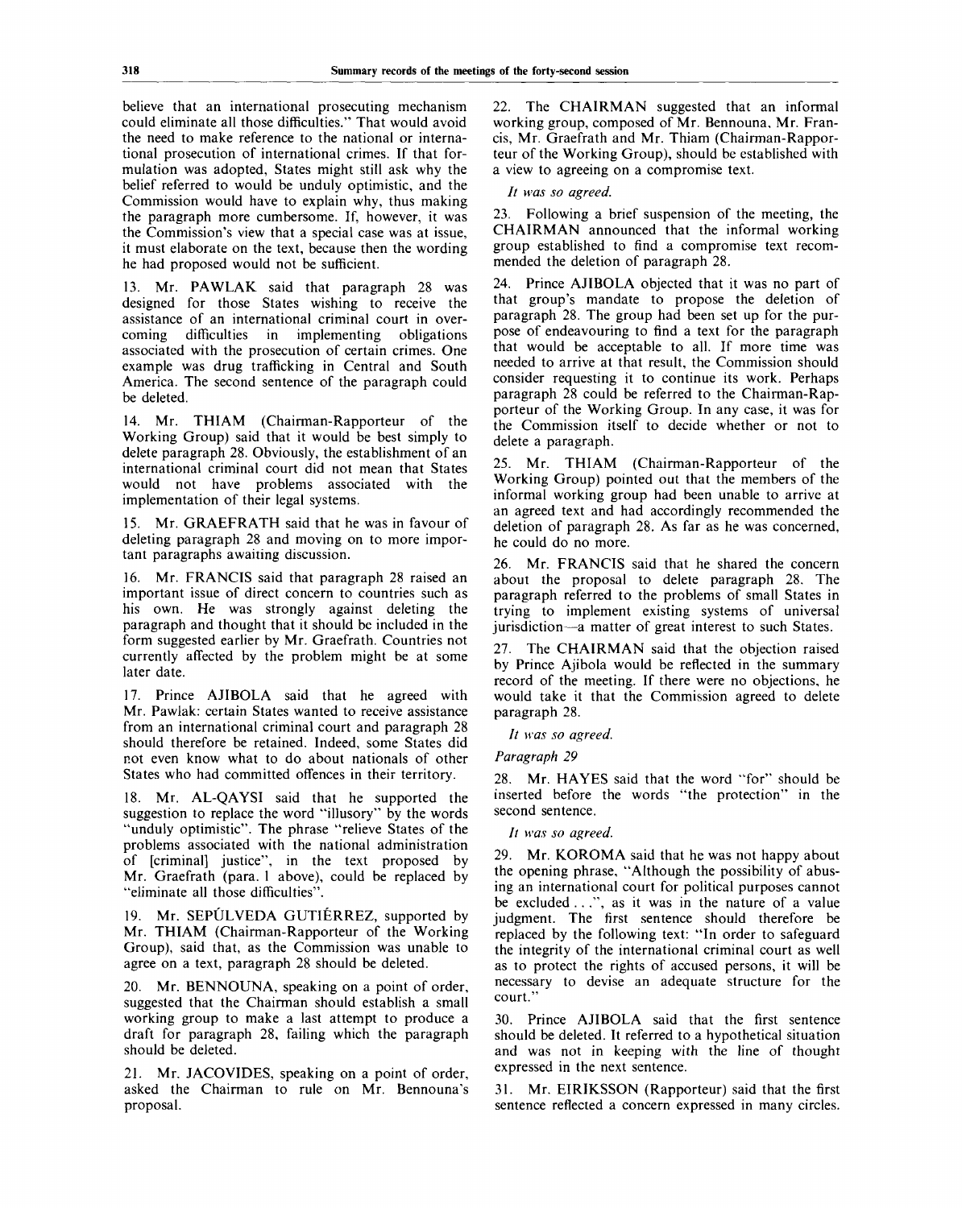believe that an international prosecuting mechanism could eliminate all those difficulties." That would avoid the need to make reference to the national or international prosecution of international crimes. If that formulation was adopted, States might still ask why the belief referred to would be unduly optimistic, and the Commission would have to explain why, thus making the paragraph more cumbersome. If, however, it was the Commission's view that a special case was at issue, it must elaborate on the text, because then the wording he had proposed would not be sufficient.

13. Mr. PAWLAK said that paragraph 28 was designed for those States wishing to receive the assistance of an international criminal court in overcoming difficulties in implementing obligations associated with the prosecution of certain crimes. One example was drug trafficking in Central and South America. The second sentence of the paragraph could be deleted.

14. Mr. THIAM (Chairman-Rapporteur of the Working Group) said that it would be best simply to delete paragraph 28. Obviously, the establishment of an international criminal court did not mean that States would not have problems associated with the implementation of their legal systems.

15. Mr. GRAEFRATH said that he was in favour of deleting paragraph 28 and moving on to more important paragraphs awaiting discussion.

16. Mr. FRANCIS said that paragraph 28 raised an important issue of direct concern to countries such as his own. He was strongly against deleting the paragraph and thought that it should be included in the form suggested earlier by Mr. Graefrath. Countries not currently affected by the problem might be at some later date.

17. Prince AJIBOLA said that he agreed with Mr. Pawlak: certain States wanted to receive assistance from an international criminal court and paragraph 28 should therefore be retained. Indeed, some States did not even know what to do about nationals of other States who had committed offences in their territory.

18. Mr. AL-QAYSI said that he supported the suggestion to replace the word "illusory" by the words "unduly optimistic". The phrase "relieve States of the problems associated with the national administration of [criminal] justice", in the text proposed by Mr. Graefrath (para. 1 above), could be replaced by "eliminate all those difficulties".

19. Mr. SEPÚLVEDA GUTIÉRREZ, supported by Mr. THIAM (Chairman-Rapporteur of the Working Group), said that, as the Commission was unable to agree on a text, paragraph 28 should be deleted.

20. Mr. BENNOUNA, speaking on a point of order, suggested that the Chairman should establish a small working group to make a last attempt to produce a draft for paragraph 28, failing which the paragraph should be deleted.

21. Mr. JACOVIDES, speaking on a point of order, asked the Chairman to rule on Mr. Bennouna's proposal.

22. The CHAIRMAN suggested that an informal working group, composed of Mr. Bennouna, Mr. Francis, Mr. Graefrath and Mr. Thiam (Chairman-Rapporteur of the Working Group), should be established with a view to agreeing on a compromise text.

*It was so agreed.*

23. Following a brief suspension of the meeting, the CHAIRMAN announced that the informal working group established to find a compromise text recommended the deletion of paragraph 28.

24. Prince AJIBOLA objected that it was no part of that group's mandate to propose the deletion of paragraph 28. The group had been set up for the purpose of endeavouring to find a text for the paragraph that would be acceptable to all. If more time was needed to arrive at that result, the Commission should consider requesting it to continue its work. Perhaps paragraph 28 could be referred to the Chairman-Rapporteur of the Working Group. In any case, it was for the Commission itself to decide whether or not to delete a paragraph.

25. Mr. THIAM (Chairman-Rapporteur of the Working Group) pointed out that the members of the informal working group had been unable to arrive at an agreed text and had accordingly recommended the deletion of paragraph 28. As far as he was concerned, he could do no more.

26. Mr. FRANCIS said that he shared the concern about the proposal to delete paragraph 28. The paragraph referred to the problems of small States in trying to implement existing systems of universal jurisdiction—a matter of great interest to such States.

27. The CHAIRMAN said that the objection raised by Prince Ajibola would be reflected in the summary record of the meeting. If there were no objections, he would take it that the Commission agreed to delete paragraph 28.

*It was so agreed.*

*Paragraph 29*

28. Mr. HAYES said that the word "for" should be inserted before the words "the protection" in the second sentence.

*It was so agreed.*

29. Mr. KOROMA said that he was not happy about the opening phrase, "Although the possibility of abusing an international court for political purposes cannot be excluded ...", as it was in the nature of a value judgment. The first sentence should therefore be replaced by the following text: "In order to safeguard the integrity of the international criminal court as well as to protect the rights of accused persons, it will be necessary to devise an adequate structure for the court."

30. Prince AJIBOLA said that the first sentence should be deleted. It referred to a hypothetical situation and was not in keeping with the line of thought expressed in the next sentence.

31. Mr. EIRIKSSON (Rapporteur) said that the first sentence reflected a concern expressed in many circles.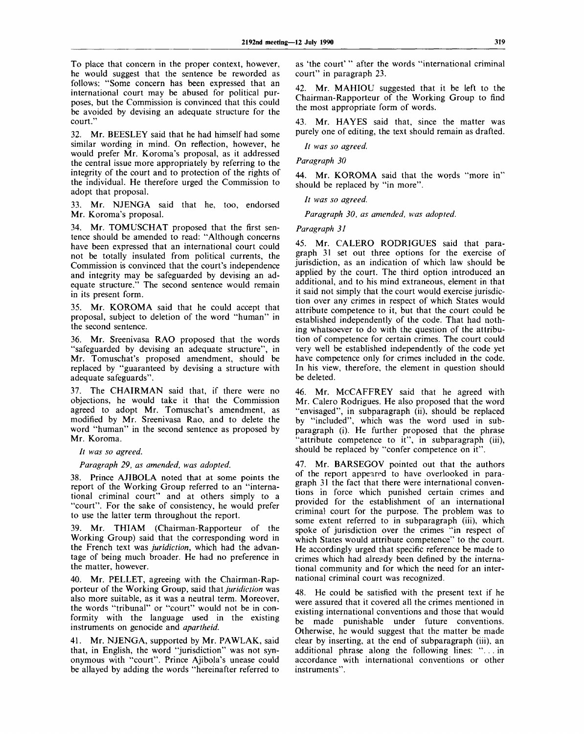To place that concern in the proper context, however, he would suggest that the sentence be reworded as follows: "Some concern has been expressed that an international court may be abused for political purposes, but the Commission is convinced that this could be avoided by devising an adequate structure for the court."

32. Mr. BEESLEY said that he had himself had some similar wording in mind. On reflection, however, he would prefer Mr. Koroma's proposal, as it addressed the central issue more appropriately by referring to the integrity of the court and to protection of the rights of the individual. He therefore urged the Commission to adopt that proposal.

33. Mr. NJENGA said that he, too, endorsed Mr. Koroma's proposal.

34. Mr. TOMUSCHAT proposed that the first sentence should be amended to read: "Although concerns have been expressed that an international court could not be totally insulated from political currents, the Commission is convinced that the court's independence and integrity may be safeguarded by devising an adequate structure." The second sentence would remain in its present form.

35. Mr. KOROMA said that he could accept that proposal, subject to deletion of the word "human" in the second sentence.

36. Mr. Sreenivasa RAO proposed that the words "safeguarded by devising an adequate structure", in Mr. Tomuschat's proposed amendment, should be replaced by "guaranteed by devising a structure with adequate safeguards".

37. The CHAIRMAN said that, if there were no objections, he would take it that the Commission agreed to adopt Mr. Tomuschat's amendment, as modified by Mr. Sreenivasa Rao, and to delete the word "human" in the second sentence as proposed by Mr. Koroma.

*It was so agreed.*

*Paragraph 29, as amended, was adopted.*

38. Prince AJIBOLA noted that at some points the report of the Working Group referred to an "international criminal court" and at others simply to a "court". For the sake of consistency, he would prefer to use the latter term throughout the report.

39. Mr. THIAM (Chairman-Rapporteur of the Working Group) said that the corresponding word in the French text was *juridiction*, which had the advantage of being much broader. He had no preference in the matter, however.

40. Mr. PELLET, agreeing with the Chairman-Rapporteur of the Working Group, said that *juridiction* was also more suitable, as it was a neutral term. Moreover, the words "tribunal" or "court" would not be in conformity with the language used in the existing instruments on genocide and *apartheid.*

41. Mr. NJENGA, supported by Mr. PAWLAK, said that, in English, the word "jurisdiction" was not synonymous with "court". Prince Ajibola's unease could be allayed by adding the words "hereinafter referred to as 'the court' " after the words "international criminal court" in paragraph 23.

42. Mr. MAHIOU suggested that it be left to the Chairman-Rapporteur of the Working Group to find the most appropriate form of words.

43. Mr. HAYES said that, since the matter was purely one of editing, the text should remain as drafted.

*It was so agreed.*

*Paragraph 30*

44. Mr. KOROMA said that the words "more in" should be replaced by "in more".

*It was so agreed.*

*Paragraph 30, as amended, was adopted.*

*Paragraph 31*

45. Mr. CALERO RODRIGUES said that paragraph 31 set out three options for the exercise of jurisdiction, as an indication of which law should be applied by the court. The third option introduced an additional, and to his mind extraneous, element in that it said not simply that the court would exercise jurisdiction over any crimes in respect of which States would attribute competence to it, but that the court could be established independently of the code. That had nothing whatsoever to do with the question of the attribution of competence for certain crimes. The court could very well be established independently of the code yet have competence only for crimes included in the code. In his view, therefore, the element in question should be deleted.

46. Mr. McCAFFREY said that he agreed with Mr. Calero Rodrigues. He also proposed that the word "envisaged", in subparagraph (ii), should be replaced by "included", which was the word used in subparagraph (i). He further proposed that the phrase "attribute competence to it", in subparagraph (iii), should be replaced by "confer competence on it".

47. Mr. BARSEGOV pointed out that the authors of the report appeared to have overlooked in paragraph 31 the fact that there were international conventions in force which punished certain crimes and provided for the establishment of an international criminal court for the purpose. The problem was to some extent referred to in subparagraph (iii), which spoke of jurisdiction over the crimes "in respect of which States would attribute competence" to the court. He accordingly urged that specific reference be made to crimes which had already been defined by the international community and for which the need for an international criminal court was recognized.

48. He could be satisfied with the present text if he were assured that it covered all the crimes mentioned in existing international conventions and those that would be made punishable under future conventions. Otherwise, he would suggest that the matter be made clear by inserting, at the end of subparagraph (iii), an additional phrase along the following lines: ". . . in accordance with international conventions or other instruments".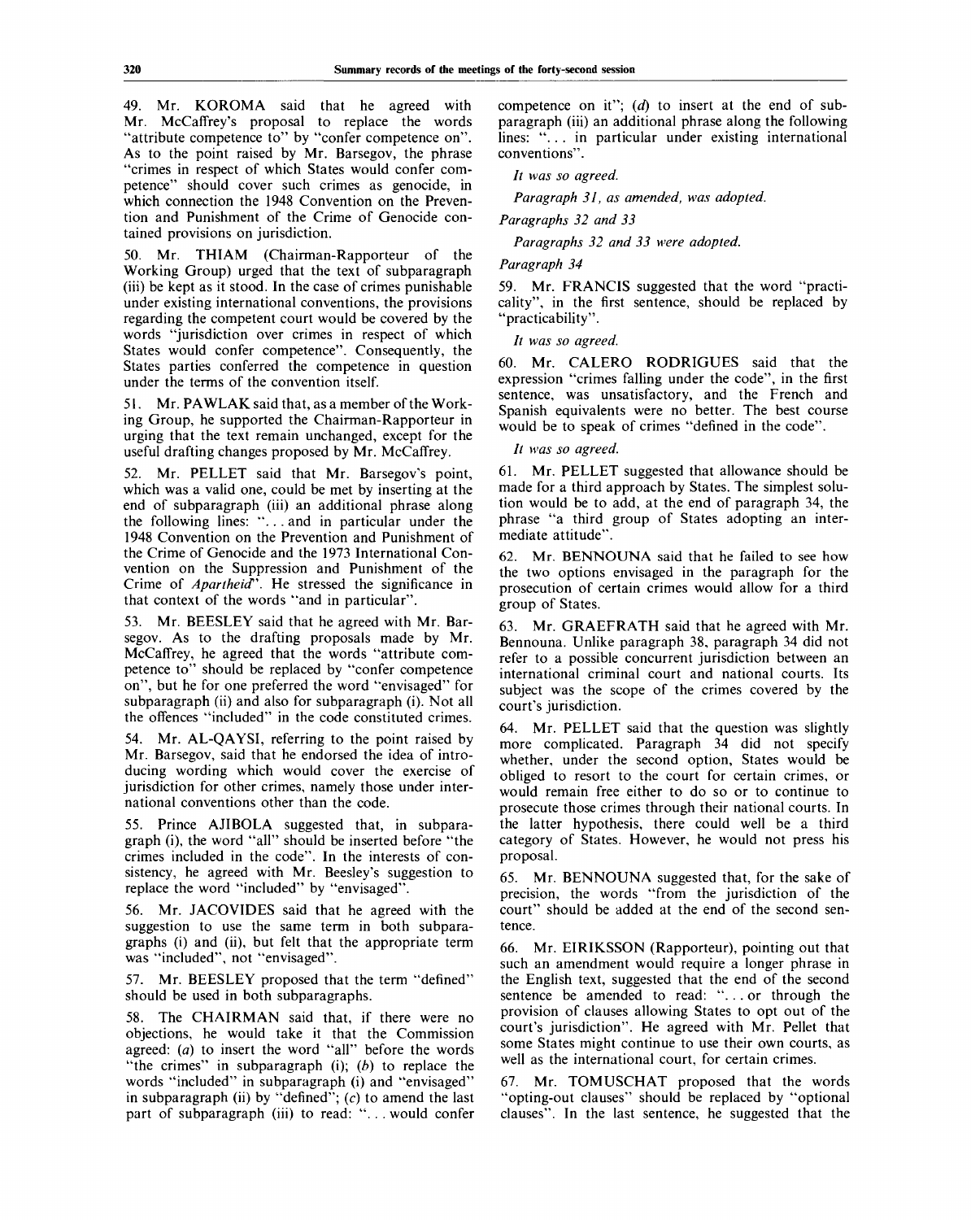49. Mr. KOROMA said that he agreed with Mr. McCaffrey's proposal to replace the words "attribute competence to" by "confer competence on". As to the point raised by Mr. Barsegov, the phrase "crimes in respect of which States would confer competence" should cover such crimes as genocide, in which connection the 1948 Convention on the Prevention and Punishment of the Crime of Genocide contained provisions on jurisdiction.

50. Mr. THIAM (Chairman-Rapporteur of the Working Group) urged that the text of subparagraph (iii) be kept as it stood. In the case of crimes punishable under existing international conventions, the provisions regarding the competent court would be covered by the words "jurisdiction over crimes in respect of which States would confer competence". Consequently, the States parties conferred the competence in question under the terms of the convention itself.

51. Mr. PAWLAK said that, as a member of the Working Group, he supported the Chairman-Rapporteur in urging that the text remain unchanged, except for the useful drafting changes proposed by Mr. McCaffrey.

52. Mr. PELLET said that Mr. Barsegov's point, which was a valid one, could be met by inserting at the end of subparagraph (iii) an additional phrase along the following lines: "... and in particular under the 1948 Convention on the Prevention and Punishment of the Crime of Genocide and the 1973 International Convention on the Suppression and Punishment of the Crime of *Apartheid*". He stressed the significance in that context of the words "and in particular".

53. Mr. BEESLEY said that he agreed with Mr. Barsegov. As to the drafting proposals made by Mr. McCaffrey, he agreed that the words "attribute competence to" should be replaced by "confer competence on", but he for one preferred the word "envisaged" for subparagraph (ii) and also for subparagraph (i). Not all the offences "included" in the code constituted crimes.

54. Mr. AL-QAYSI, referring to the point raised by Mr. Barsegov, said that he endorsed the idea of introducing wording which would cover the exercise of jurisdiction for other crimes, namely those under international conventions other than the code.

55. Prince AJIBOLA suggested that, in subparagraph (i), the word "all" should be inserted before "the crimes included in the code". In the interests of consistency, he agreed with Mr. Beesley's suggestion to replace the word "included" by "envisaged".

56. Mr. JACOVIDES said that he agreed with the suggestion to use the same term in both subparagraphs (i) and (ii), but felt that the appropriate term was "included", not "envisaged".

57. Mr. BEESLEY proposed that the term "defined" should be used in both subparagraphs.

58. The CHAIRMAN said that, if there were no objections, he would take it that the Commission agreed: (*a*) to insert the word "all" before the words "the crimes" in subparagraph (i); (*b*) to replace the words "included" in subparagraph (i) and "envisaged" in subparagraph (ii) by "defined"; (*c*) to amend the last part of subparagraph (iii) to read: "... would confer competence on it"; (*d*) to insert at the end of subparagraph (iii) an additional phrase along the following lines: "... in particular under existing international conventions".

*It was so agreed.*

*Paragraph 31, as amended, was adopted.*

*Paragraphs 32 and 33*

*Paragraphs 32 and 33 were adopted.*

*Paragraph 34*

59. Mr. FRANCIS suggested that the word "practicality", in the first sentence, should be replaced by "practicability".

*It was so agreed.*

60. Mr. CALERO RODRIGUES said that the expression "crimes falling under the code", in the first sentence, was unsatisfactory, and the French and Spanish equivalents were no better. The best course would be to speak of crimes "defined in the code".

*It was so agreed.*

61. Mr. PELLET suggested that allowance should be made for a third approach by States. The simplest solution would be to add, at the end of paragraph 34, the phrase "a third group of States adopting an intermediate attitude".

62. Mr. BENNOUNA said that he failed to see how the two options envisaged in the paragraph for the prosecution of certain crimes would allow for a third group of States.

63. Mr. GRAEFRATH said that he agreed with Mr. Bennouna. Unlike paragraph 38, paragraph 34 did not refer to a possible concurrent jurisdiction between an international criminal court and national courts. Its subject was the scope of the crimes covered by the court's jurisdiction.

64. Mr. PELLET said that the question was slightly more complicated. Paragraph 34 did not specify whether, under the second option, States would be obliged to resort to the court for certain crimes, or would remain free either to do so or to continue to prosecute those crimes through their national courts. In the latter hypothesis, there could well be a third category of States. However, he would not press his proposal.

65. Mr. BENNOUNA suggested that, for the sake of precision, the words "from the jurisdiction of the court" should be added at the end of the second sentence.

66. Mr. EIRIKSSON (Rapporteur), pointing out that such an amendment would require a longer phrase in the English text, suggested that the end of the second sentence be amended to read: "... or through the provision of clauses allowing States to opt out of the court's jurisdiction". He agreed with Mr. Pellet that some States might continue to use their own courts, as well as the international court, for certain crimes.

67. Mr. TOMUSCHAT proposed that the words "opting-out clauses" should be replaced by "optional clauses". In the last sentence, he suggested that the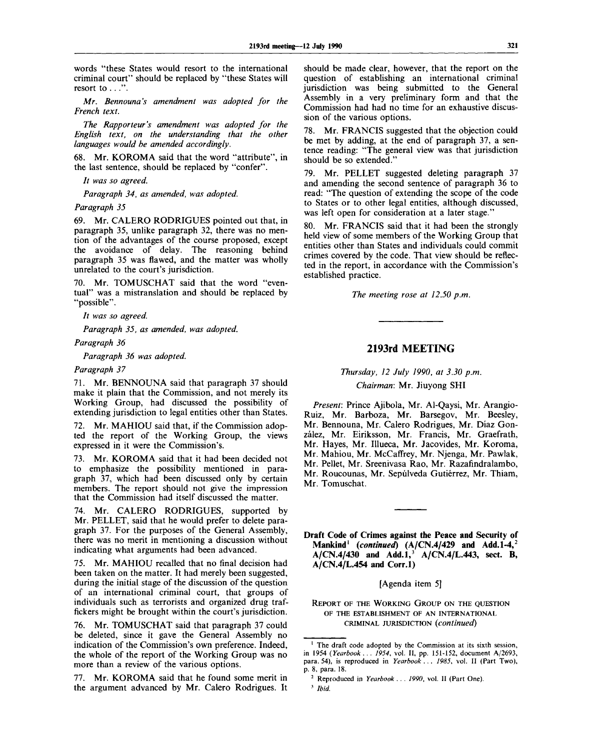words "these States would resort to the international criminal court" should be replaced by "these States will resort to . . .".

*Mr. Bennouna's amendment was adopted for the French text.*

*The Rapporteur's amendment was adopted for the English text, on the understanding that the other languages would be amended accordingly.*

68. Mr. KOROMA said that the word "attribute", in the last sentence, should be replaced by "confer".

*It was so agreed.*

*Paragraph 34, as amended, was adopted.*

*Paragraph 35*

69. Mr. CALERO RODRIGUES pointed out that, in paragraph 35, unlike paragraph 32, there was no mention of the advantages of the course proposed, except the avoidance of delay. The reasoning behind paragraph 35 was flawed, and the matter was wholly unrelated to the court's jurisdiction.

70. Mr. TOMUSCHAT said that the word "eventual" was a mistranslation and should be replaced by "possible".

*It was so agreed.*

*Paragraph 35, as amended, was adopted.*

*Paragraph 36*

*Paragraph 36 was adopted.*

*Paragraph 37*

71. Mr. BENNOUNA said that paragraph 37 should make it plain that the Commission, and not merely its Working Group, had discussed the possibility of extending jurisdiction to legal entities other than States.

72. Mr. MAHIOU said that, if the Commission adopted the report of the Working Group, the views expressed in it were the Commission's.

73. Mr. KOROMA said that it had been decided not to emphasize the possibility mentioned in paragraph 37, which had been discussed only by certain members. The report should not give the impression that the Commission had itself discussed the matter.

74. Mr. CALERO RODRIGUES, supported by Mr. PELLET, said that he would prefer to delete paragraph 37. For the purposes of the General Assembly, there was no merit in mentioning a discussion without indicating what arguments had been advanced.

75. Mr. MAHIOU recalled that no final decision had been taken on the matter. It had merely been suggested, during the initial stage of the discussion of the question of an international criminal court, that groups of individuals such as terrorists and organized drug traffickers might be brought within the court's jurisdiction.

76. Mr. TOMUSCHAT said that paragraph 37 could be deleted, since it gave the General Assembly no indication of the Commission's own preference. Indeed, the whole of the report of the Working Group was no more than a review of the various options.

77. Mr. KOROMA said that he found some merit in the argument advanced by Mr. Calero Rodrigues. It should be made clear, however, that the report on the question of establishing an international criminal jurisdiction was being submitted to the General Assembly in a very preliminary form and that the Commission had had no time for an exhaustive discussion of the various options.

78. Mr. FRANCIS suggested that the objection could be met by adding, at the end of paragraph 37, a sentence reading: "The general view was that jurisdiction should be so extended."

79. Mr. PELLET suggested deleting paragraph 37 and amending the second sentence of paragraph 36 to read: "The question of extending the scope of the code to States or to other legal entities, although discussed, was left open for consideration at a later stage."

80. Mr. FRANCIS said that it had been the strongly held view of some members of the Working Group that entities other than States and individuals could commit crimes covered by the code. That view should be reflected in the report, in accordance with the Commission's established practice.

*The meeting rose at 12.50 p.m.*

---

## 2193rd MEETING

*Thursday, 12 July 1990, at 3.30 p.m.*

*Chairman*: Mr. Jiuyong SHI

*Present*: Prince Ajibola, Mr. Al-Qaysi, Mr. Arangio-Ruiz, Mr. Barboza, Mr. Barsegov, Mr. Beesley, Mr. Bennouna, Mr. Calero Rodrigues, Mr. Díaz González, Mr. Eiriksson, Mr. Francis, Mr. Graefrath, Mr. Hayes, Mr. Illueca, Mr. Jacovides, Mr. Koroma, Mr. Mahiou, Mr. McCaffrey, Mr. Njenga, Mr. Pawlak, Mr. Pellet, Mr. Sreenivasa Rao, Mr. Razafindralambo, Mr. Roucounas, Mr. Sepúlveda Gutiérrez, Mr. Thiam, Mr. Tomuschat.

---

**Draft Code of Crimes against the Peace and Security of Mankind[1] (*continued*) (A/CN.4/429 and Add.1-4,[2] A/CN.4/430 and Add.1,[3] A/CN.4/L.443, sect. B, A/CN.4/L.454 and Corr.1)**

[Agenda item 5]

REPORT OF THE WORKING GROUP ON THE QUESTION OF THE ESTABLISHMENT OF AN INTERNATIONAL CRIMINAL JURISDICTION (*continued*)

---

[1] The draft code adopted by the Commission at its sixth session, in 1954 (*Yearbook . . . 1954*, vol. II, pp. 151-152, document A/2693, para. 54), is reproduced in *Yearbook . . . 1985*, vol. II (Part Two), p. 8, para. 18.

[2] Reproduced in *Yearbook . . . 1990*, vol. II (Part One).

[3] *Ibid.*